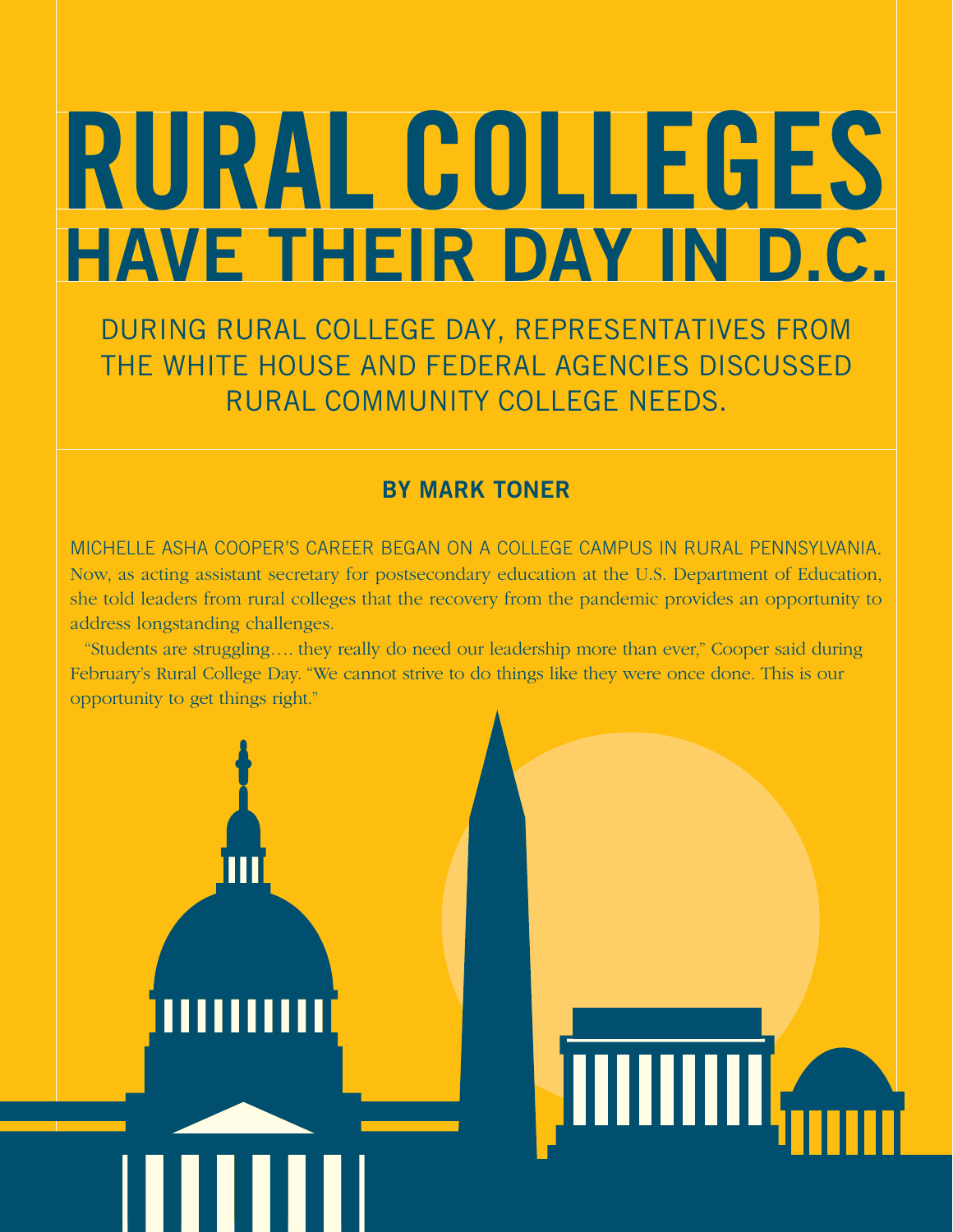# RURAL COLLEGES HAVE THEIR DAY IN D.C.

## DURING RURAL COLLEGE DAY, REPRESENTATIVES FROM THE WHITE HOUSE AND FEDERAL AGENCIES DISCUSSED RURAL COMMUNITY COLLEGE NEEDS.

**BY MARK TONER**

MICHELLE ASHA COOPER'S CAREER BEGAN ON A COLLEGE CAMPUS IN RURAL PENNSYLVANIA. Now, as acting assistant secretary for postsecondary education at the U.S. Department of Education, she told leaders from rural colleges that the recovery from the pandemic provides an opportunity to address longstanding challenges.

"Students are struggling…. they really do need our leadership more than ever," Cooper said during February's Rural College Day. "We cannot strive to do things like they were once done. This is our opportunity to get things right."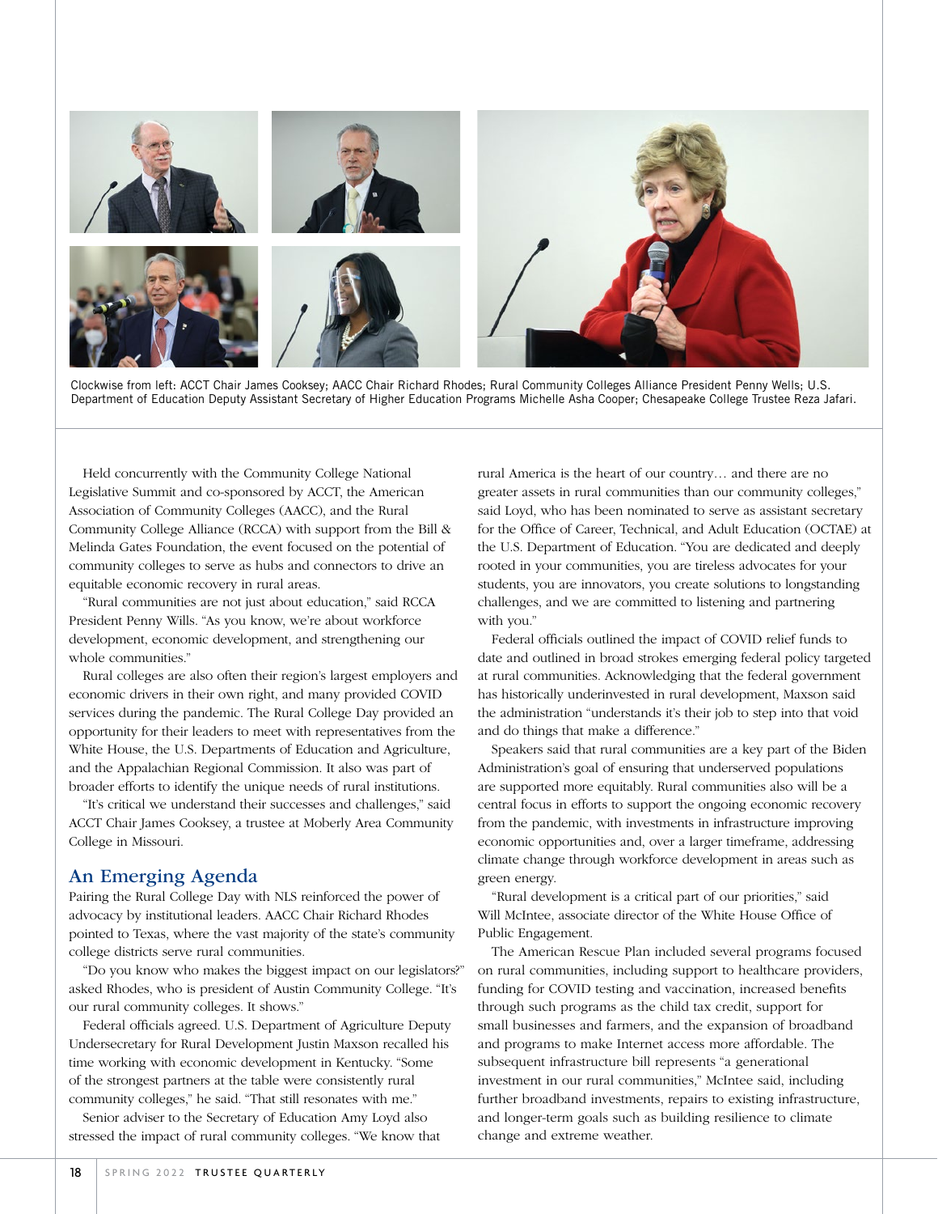Clockwise from left: ACCT Chair James Cooksey; AACC Chair Richard Rhodes; Rural Community Colleges Alliance President Penny Wells; U.S. Department of Education Deputy Assistant Secretary of Higher Education Programs Michelle Asha Cooper; Chesapeake College Trustee Reza Jafari.

Held concurrently with the Community College National Legislative Summit and co-sponsored by ACCT, the American Association of Community Colleges (AACC), and the Rural Community College Alliance (RCCA) with support from the Bill & Melinda Gates Foundation, the event focused on the potential of community colleges to serve as hubs and connectors to drive an equitable economic recovery in rural areas.

"Rural communities are not just about education," said RCCA President Penny Wills. "As you know, we're about workforce development, economic development, and strengthening our whole communities."

Rural colleges are also often their region's largest employers and economic drivers in their own right, and many provided COVID services during the pandemic. The Rural College Day provided an opportunity for their leaders to meet with representatives from the White House, the U.S. Departments of Education and Agriculture, and the Appalachian Regional Commission. It also was part of broader efforts to identify the unique needs of rural institutions.

"It's critical we understand their successes and challenges," said ACCT Chair James Cooksey, a trustee at Moberly Area Community College in Missouri.

## An Emerging Agenda

Pairing the Rural College Day with NLS reinforced the power of advocacy by institutional leaders. AACC Chair Richard Rhodes pointed to Texas, where the vast majority of the state's community college districts serve rural communities.

"Do you know who makes the biggest impact on our legislators?" asked Rhodes, who is president of Austin Community College. "It's our rural community colleges. It shows."

Federal officials agreed. U.S. Department of Agriculture Deputy Undersecretary for Rural Development Justin Maxson recalled his time working with economic development in Kentucky. "Some of the strongest partners at the table were consistently rural community colleges," he said. "That still resonates with me."

Senior adviser to the Secretary of Education Amy Loyd also stressed the impact of rural community colleges. "We know that rural America is the heart of our country… and there are no greater assets in rural communities than our community colleges," said Loyd, who has been nominated to serve as assistant secretary for the Office of Career, Technical, and Adult Education (OCTAE) at the U.S. Department of Education. "You are dedicated and deeply rooted in your communities, you are tireless advocates for your students, you are innovators, you create solutions to longstanding challenges, and we are committed to listening and partnering with you."

Federal officials outlined the impact of COVID relief funds to date and outlined in broad strokes emerging federal policy targeted at rural communities. Acknowledging that the federal government has historically underinvested in rural development, Maxson said the administration "understands it's their job to step into that void and do things that make a difference."

Speakers said that rural communities are a key part of the Biden Administration's goal of ensuring that underserved populations are supported more equitably. Rural communities also will be a central focus in efforts to support the ongoing economic recovery from the pandemic, with investments in infrastructure improving economic opportunities and, over a larger timeframe, addressing climate change through workforce development in areas such as green energy.

"Rural development is a critical part of our priorities," said Will McIntee, associate director of the White House Office of Public Engagement.

The American Rescue Plan included several programs focused on rural communities, including support to healthcare providers, funding for COVID testing and vaccination, increased benefits through such programs as the child tax credit, support for small businesses and farmers, and the expansion of broadband and programs to make Internet access more affordable. The subsequent infrastructure bill represents "a generational investment in our rural communities," McIntee said, including further broadband investments, repairs to existing infrastructure, and longer-term goals such as building resilience to climate change and extreme weather.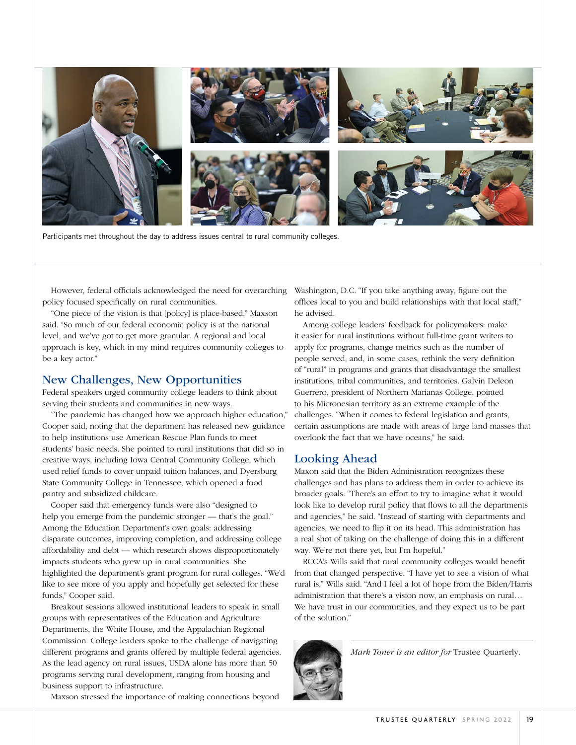Participants met throughout the day to address issues central to rural community colleges.

However, federal officials acknowledged the need for overarching policy focused specifically on rural communities.

"One piece of the vision is that [policy] is place-based," Maxson said. "So much of our federal economic policy is at the national level, and we've got to get more granular. A regional and local approach is key, which in my mind requires community colleges to be a key actor."

## New Challenges, New Opportunities

Federal speakers urged community college leaders to think about serving their students and communities in new ways.

"The pandemic has changed how we approach higher education," Cooper said, noting that the department has released new guidance to help institutions use American Rescue Plan funds to meet students' basic needs. She pointed to rural institutions that did so in creative ways, including Iowa Central Community College, which used relief funds to cover unpaid tuition balances, and Dyersburg State Community College in Tennessee, which opened a food pantry and subsidized childcare.

Cooper said that emergency funds were also "designed to help you emerge from the pandemic stronger — that's the goal." Among the Education Department's own goals: addressing disparate outcomes, improving completion, and addressing college affordability and debt — which research shows disproportionately impacts students who grew up in rural communities. She highlighted the department's grant program for rural colleges. "We'd like to see more of you apply and hopefully get selected for these funds," Cooper said.

Breakout sessions allowed institutional leaders to speak in small groups with representatives of the Education and Agriculture Departments, the White House, and the Appalachian Regional Commission. College leaders spoke to the challenge of navigating different programs and grants offered by multiple federal agencies. As the lead agency on rural issues, USDA alone has more than 50 programs serving rural development, ranging from housing and business support to infrastructure.

Maxson stressed the importance of making connections beyond Washington, D.C. "If you take anything away, figure out the offices local to you and build relationships with that local staff," he advised.

Among college leaders' feedback for policymakers: make it easier for rural institutions without full-time grant writers to apply for programs, change metrics such as the number of people served, and, in some cases, rethink the very definition of "rural" in programs and grants that disadvantage the smallest institutions, tribal communities, and territories. Galvin Deleon Guerrero, president of Northern Marianas College, pointed to his Micronesian territory as an extreme example of the challenges. "When it comes to federal legislation and grants, certain assumptions are made with areas of large land masses that overlook the fact that we have oceans," he said.

## Looking Ahead

Maxon said that the Biden Administration recognizes these challenges and has plans to address them in order to achieve its broader goals. "There's an effort to try to imagine what it would look like to develop rural policy that flows to all the departments and agencies," he said. "Instead of starting with departments and agencies, we need to flip it on its head. This administration has a real shot of taking on the challenge of doing this in a different way. We're not there yet, but I'm hopeful."

RCCA's Wills said that rural community colleges would benefit from that changed perspective. "I have yet to see a vision of what rural is," Wills said. "And I feel a lot of hope from the Biden/Harris administration that there's a vision now, an emphasis on rural… We have trust in our communities, and they expect us to be part of the solution."

*Mark Toner is an editor for* Trustee Quarterly.